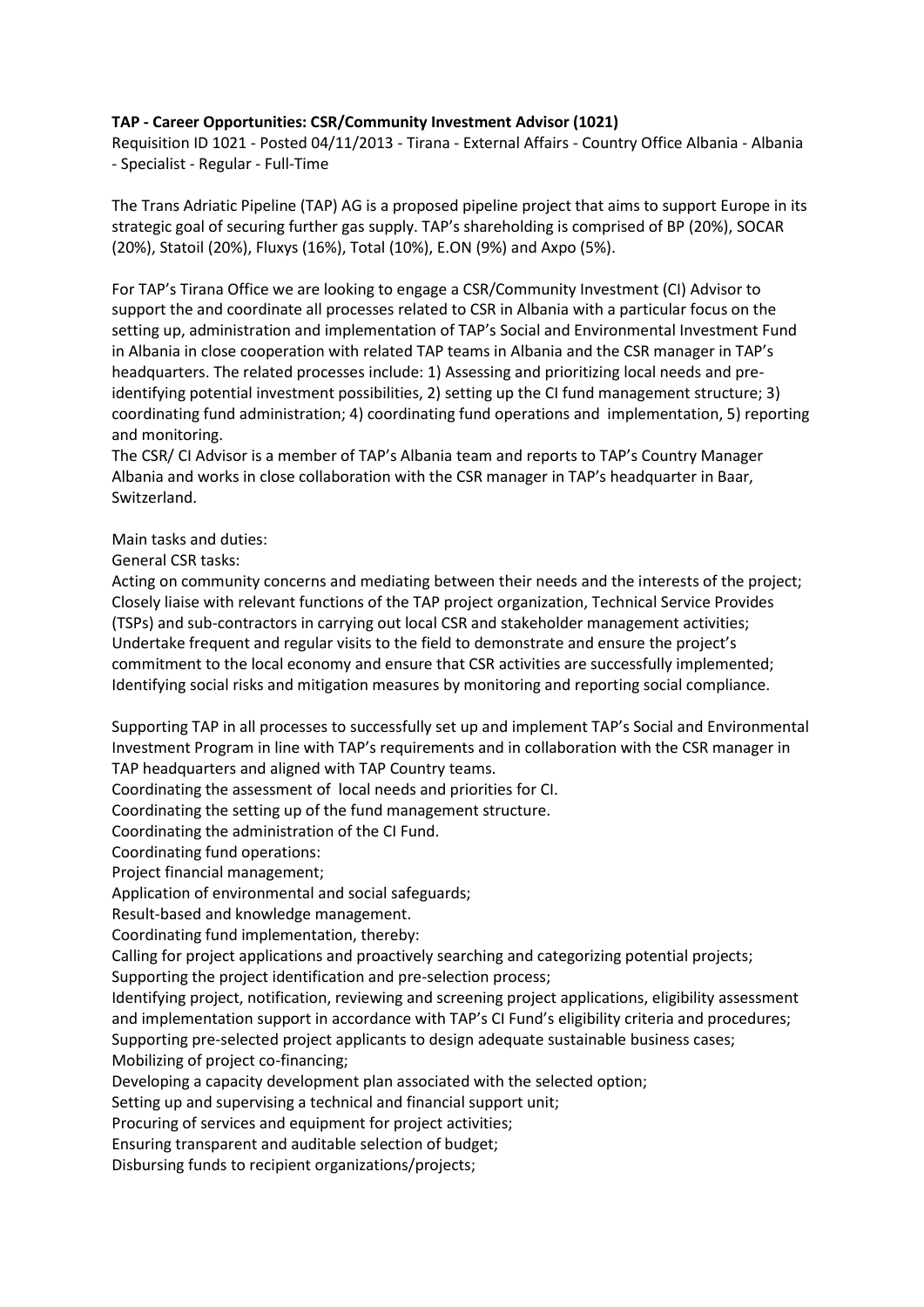**TAP - Career Opportunities: CSR/Community Investment Advisor (1021)**

Requisition ID 1021 - Posted 04/11/2013 - Tirana - External Affairs - Country Office Albania - Albania - Specialist - Regular - Full-Time

The Trans Adriatic Pipeline (TAP) AG is a proposed pipeline project that aims to support Europe in its strategic goal of securing further gas supply. TAP's shareholding is comprised of BP (20%), SOCAR (20%), Statoil (20%), Fluxys (16%), Total (10%), E.ON (9%) and Axpo (5%).

For TAP's Tirana Office we are looking to engage a CSR/Community Investment (CI) Advisor to support the and coordinate all processes related to CSR in Albania with a particular focus on the setting up, administration and implementation of TAP's Social and Environmental Investment Fund in Albania in close cooperation with related TAP teams in Albania and the CSR manager in TAP's headquarters. The related processes include: 1) Assessing and prioritizing local needs and pre-identifying potential investment possibilities, 2) setting up the CI fund management structure; 3) coordinating fund administration; 4) coordinating fund operations and implementation, 5) reporting and monitoring.

The CSR/ CI Advisor is a member of TAP's Albania team and reports to TAP's Country Manager Albania and works in close collaboration with the CSR manager in TAP's headquarter in Baar, Switzerland.

Main tasks and duties:

General CSR tasks:

Acting on community concerns and mediating between their needs and the interests of the project;
Closely liaise with relevant functions of the TAP project organization, Technical Service Provides (TSPs) and sub-contractors in carrying out local CSR and stakeholder management activities;
Undertake frequent and regular visits to the field to demonstrate and ensure the project's commitment to the local economy and ensure that CSR activities are successfully implemented;
Identifying social risks and mitigation measures by monitoring and reporting social compliance.

Supporting TAP in all processes to successfully set up and implement TAP's Social and Environmental Investment Program in line with TAP's requirements and in collaboration with the CSR manager in TAP headquarters and aligned with TAP Country teams.

Coordinating the assessment of local needs and priorities for CI.

Coordinating the setting up of the fund management structure.

Coordinating the administration of the CI Fund.

Coordinating fund operations:

Project financial management;

Application of environmental and social safeguards;

Result-based and knowledge management.

Coordinating fund implementation, thereby:

Calling for project applications and proactively searching and categorizing potential projects;
Supporting the project identification and pre-selection process;
Identifying project, notification, reviewing and screening project applications, eligibility assessment and implementation support in accordance with TAP's CI Fund's eligibility criteria and procedures;
Supporting pre-selected project applicants to design adequate sustainable business cases;
Mobilizing of project co-financing;
Developing a capacity development plan associated with the selected option;
Setting up and supervising a technical and financial support unit;
Procuring of services and equipment for project activities;
Ensuring transparent and auditable selection of budget;
Disbursing funds to recipient organizations/projects;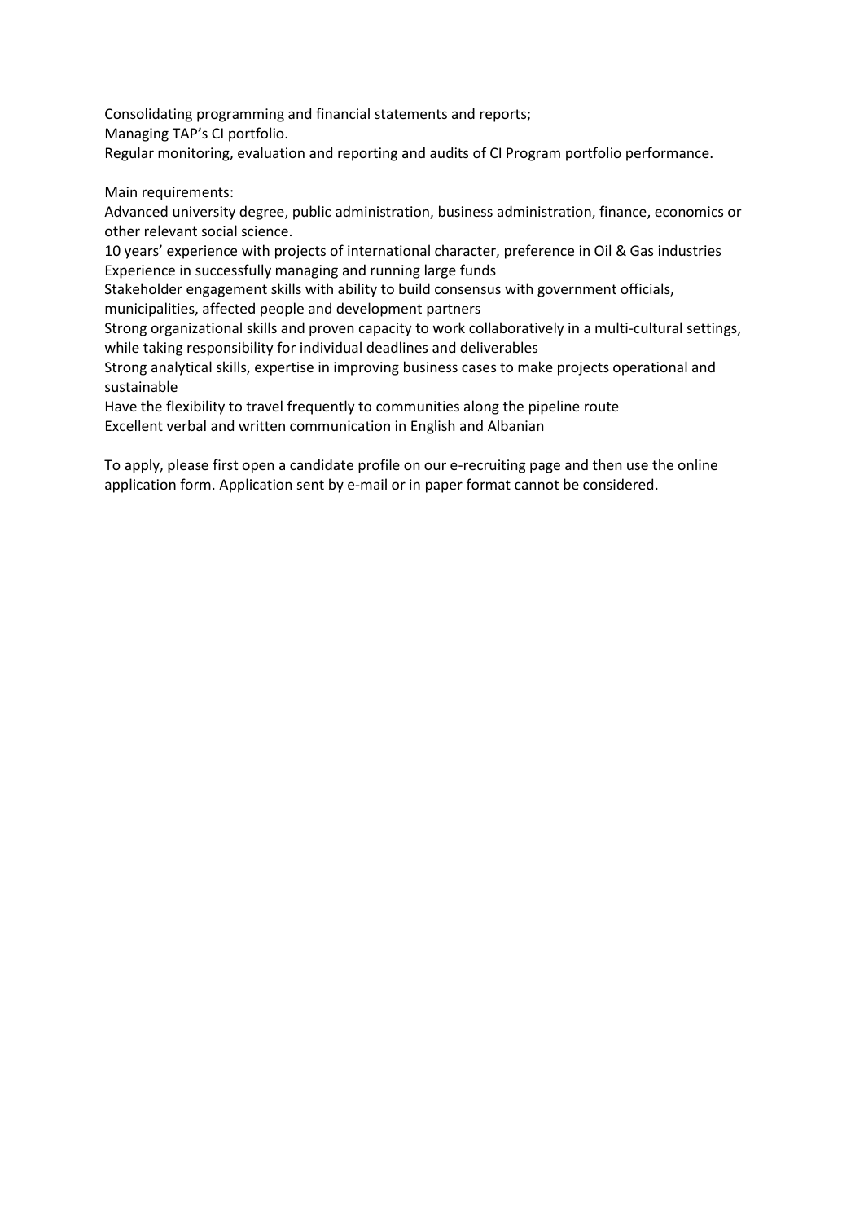Consolidating programming and financial statements and reports;

Managing TAP's CI portfolio.

Regular monitoring, evaluation and reporting and audits of CI Program portfolio performance.

Main requirements:

Advanced university degree, public administration, business administration, finance, economics or other relevant social science.

10 years' experience with projects of international character, preference in Oil & Gas industries

Experience in successfully managing and running large funds

Stakeholder engagement skills with ability to build consensus with government officials, municipalities, affected people and development partners

Strong organizational skills and proven capacity to work collaboratively in a multi-cultural settings, while taking responsibility for individual deadlines and deliverables

Strong analytical skills, expertise in improving business cases to make projects operational and sustainable

Have the flexibility to travel frequently to communities along the pipeline route

Excellent verbal and written communication in English and Albanian

To apply, please first open a candidate profile on our e-recruiting page and then use the online application form. Application sent by e-mail or in paper format cannot be considered.